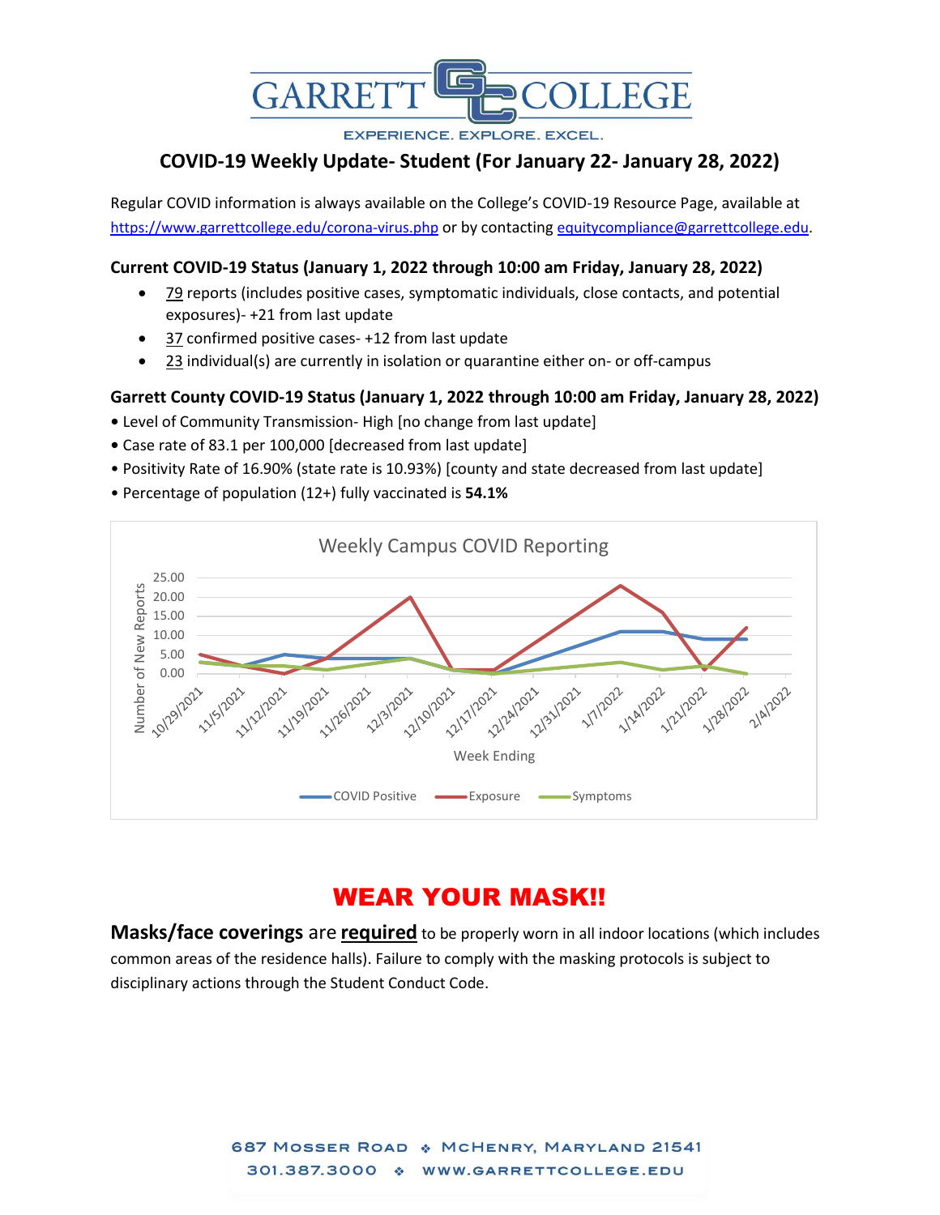GARRETT COLLEGE

EXPERIENCE. EXPLORE. EXCEL.

## COVID-19 Weekly Update- Student (For January 22- January 28, 2022)

Regular COVID information is always available on the College's COVID-19 Resource Page, available at https://www.garrettcollege.edu/corona-virus.php or by contacting equitycompliance@garrettcollege.edu.

### Current COVID-19 Status (January 1, 2022 through 10:00 am Friday, January 28, 2022)

- 79 reports (includes positive cases, symptomatic individuals, close contacts, and potential exposures)- +21 from last update
- 37 confirmed positive cases- +12 from last update
- 23 individual(s) are currently in isolation or quarantine either on- or off-campus

### Garrett County COVID-19 Status (January 1, 2022 through 10:00 am Friday, January 28, 2022)

- Level of Community Transmission- High [no change from last update]
- Case rate of 83.1 per 100,000 [decreased from last update]
- Positivity Rate of 16.90% (state rate is 10.93%) [county and state decreased from last update]
- Percentage of population (12+) fully vaccinated is **54.1%**

Weekly Campus COVID Reporting

Number of New Reports: 0.00, 5.00, 10.00, 15.00, 20.00, 25.00

Week Ending: 10/29/2021, 11/5/2021, 11/12/2021, 11/19/2021, 11/26/2021, 12/3/2021, 12/10/2021, 12/17/2021, 12/24/2021, 12/31/2021, 1/7/2022, 1/14/2022, 1/21/2022, 1/28/2022, 2/4/2022

COVID Positive, Exposure, Symptoms

## WEAR YOUR MASK!!

**Masks/face coverings** are **required** to be properly worn in all indoor locations (which includes common areas of the residence halls). Failure to comply with the masking protocols is subject to disciplinary actions through the Student Conduct Code.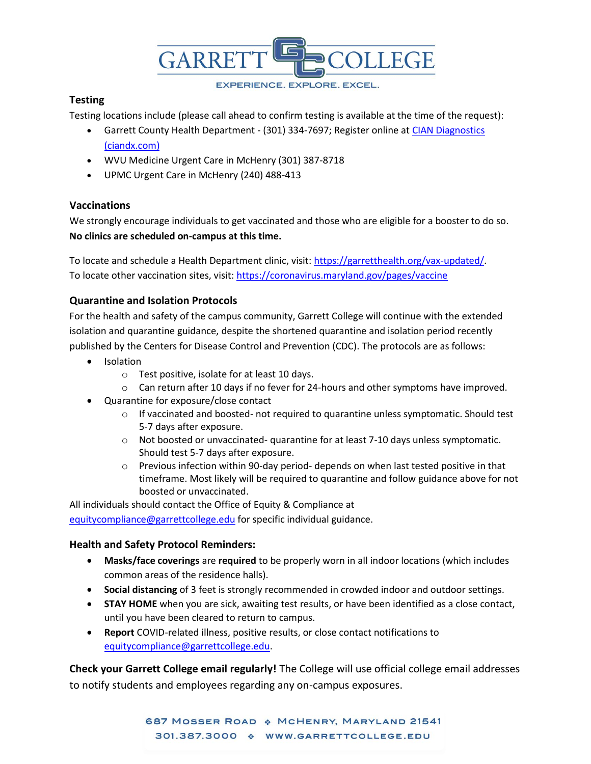## Testing

Testing locations include (please call ahead to confirm testing is available at the time of the request):

- Garrett County Health Department - (301) 334-7697; Register online at [CIAN Diagnostics (ciandx.com)](https://ciandx.com)
- WVU Medicine Urgent Care in McHenry (301) 387-8718
- UPMC Urgent Care in McHenry (240) 488-413

## Vaccinations

We strongly encourage individuals to get vaccinated and those who are eligible for a booster to do so. **No clinics are scheduled on-campus at this time.**

To locate and schedule a Health Department clinic, visit: https://garretthealth.org/vax-updated/.
To locate other vaccination sites, visit: https://coronavirus.maryland.gov/pages/vaccine

## Quarantine and Isolation Protocols

For the health and safety of the campus community, Garrett College will continue with the extended isolation and quarantine guidance, despite the shortened quarantine and isolation period recently published by the Centers for Disease Control and Prevention (CDC). The protocols are as follows:

- Isolation
  - Test positive, isolate for at least 10 days.
  - Can return after 10 days if no fever for 24-hours and other symptoms have improved.
- Quarantine for exposure/close contact
  - If vaccinated and boosted- not required to quarantine unless symptomatic. Should test 5-7 days after exposure.
  - Not boosted or unvaccinated- quarantine for at least 7-10 days unless symptomatic. Should test 5-7 days after exposure.
  - Previous infection within 90-day period- depends on when last tested positive in that timeframe. Most likely will be required to quarantine and follow guidance above for not boosted or unvaccinated.

All individuals should contact the Office of Equity & Compliance at equitycompliance@garrettcollege.edu for specific individual guidance.

## Health and Safety Protocol Reminders:

- **Masks/face coverings** are **required** to be properly worn in all indoor locations (which includes common areas of the residence halls).
- **Social distancing** of 3 feet is strongly recommended in crowded indoor and outdoor settings.
- **STAY HOME** when you are sick, awaiting test results, or have been identified as a close contact, until you have been cleared to return to campus.
- **Report** COVID-related illness, positive results, or close contact notifications to equitycompliance@garrettcollege.edu.

**Check your Garrett College email regularly!** The College will use official college email addresses to notify students and employees regarding any on-campus exposures.